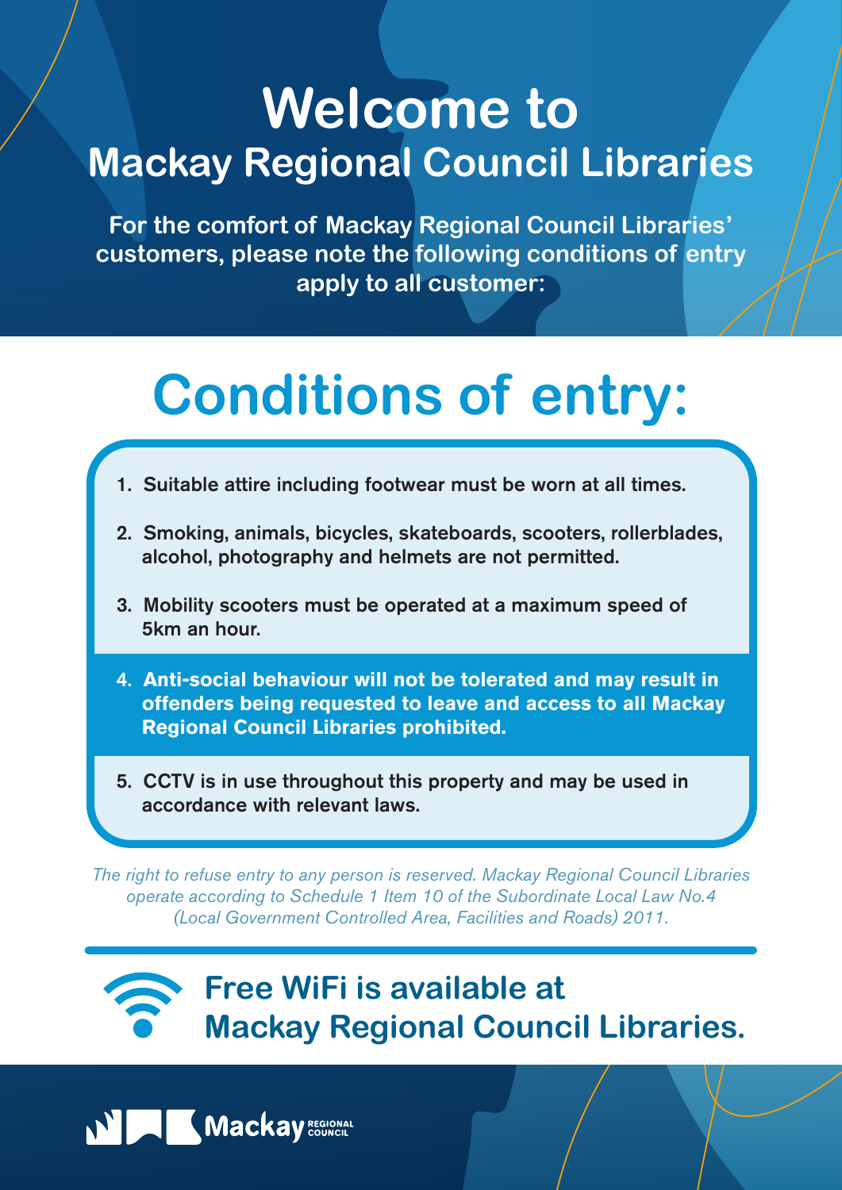# Welcome to
## Mackay Regional Council Libraries

**For the comfort of Mackay Regional Council Libraries' customers, please note the following conditions of entry apply to all customer:**

# Conditions of entry:

1. Suitable attire including footwear must be worn at all times.
2. Smoking, animals, bicycles, skateboards, scooters, rollerblades, alcohol, photography and helmets are not permitted.
3. Mobility scooters must be operated at a maximum speed of 5km an hour.
4. **Anti-social behaviour will not be tolerated and may result in offenders being requested to leave and access to all Mackay Regional Council Libraries prohibited.**
5. CCTV is in use throughout this property and may be used in accordance with relevant laws.

*The right to refuse entry to any person is reserved. Mackay Regional Council Libraries operate according to Schedule 1 Item 10 of the Subordinate Local Law No.4 (Local Government Controlled Area, Facilities and Roads) 2011.*

## Free WiFi is available at Mackay Regional Council Libraries.

Mackay REGIONAL COUNCIL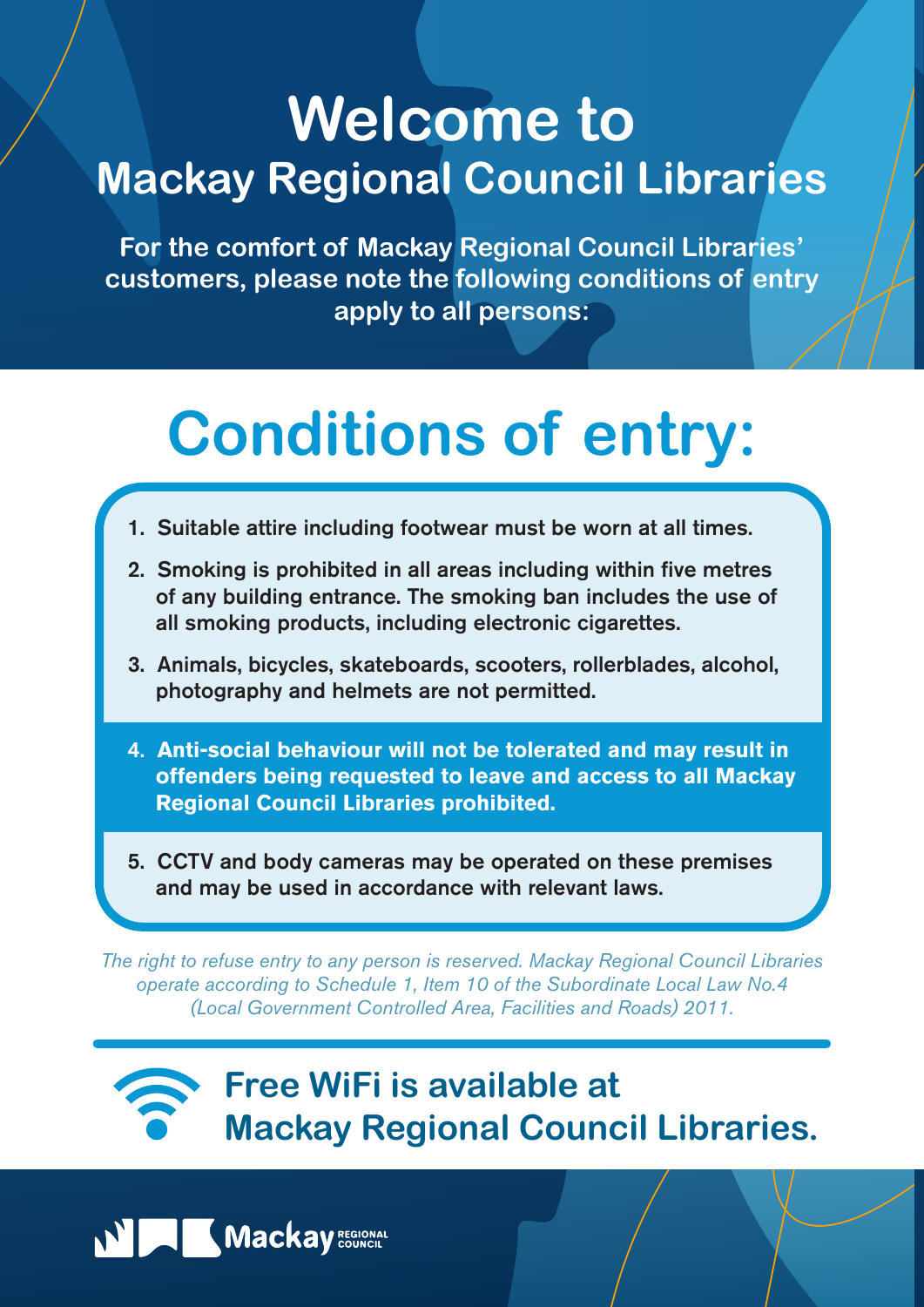# Welcome to
## Mackay Regional Council Libraries

**For the comfort of Mackay Regional Council Libraries' customers, please note the following conditions of entry apply to all persons:**

# Conditions of entry:

1. Suitable attire including footwear must be worn at all times.
2. Smoking is prohibited in all areas including within five metres of any building entrance. The smoking ban includes the use of all smoking products, including electronic cigarettes.
3. Animals, bicycles, skateboards, scooters, rollerblades, alcohol, photography and helmets are not permitted.
4. **Anti-social behaviour will not be tolerated and may result in offenders being requested to leave and access to all Mackay Regional Council Libraries prohibited.**
5. CCTV and body cameras may be operated on these premises and may be used in accordance with relevant laws.

*The right to refuse entry to any person is reserved. Mackay Regional Council Libraries operate according to Schedule 1, Item 10 of the Subordinate Local Law No.4 (Local Government Controlled Area, Facilities and Roads) 2011.*

## Free WiFi is available at Mackay Regional Council Libraries.

Mackay REGIONAL COUNCIL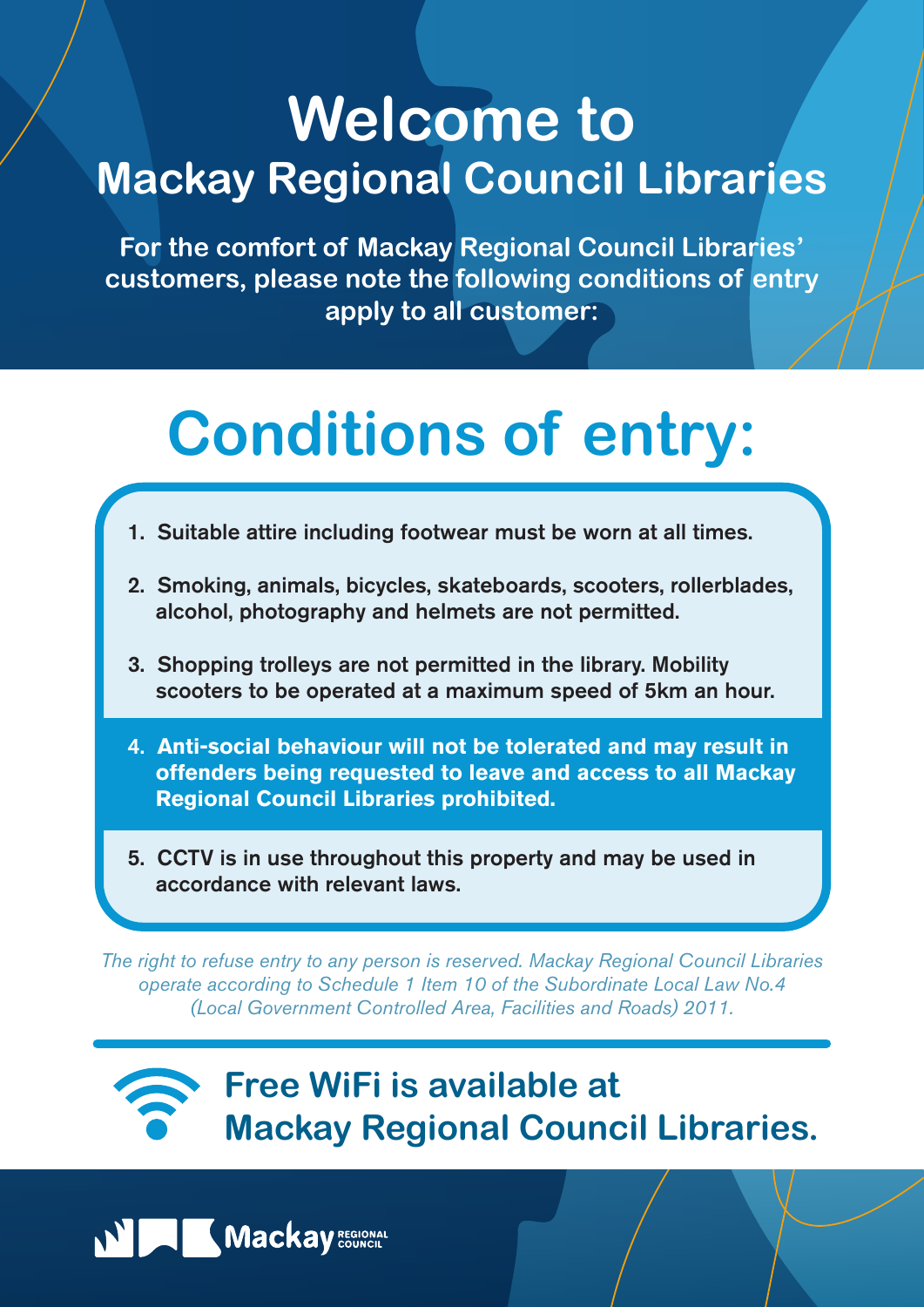# Welcome to
## Mackay Regional Council Libraries

**For the comfort of Mackay Regional Council Libraries' customers, please note the following conditions of entry apply to all customer:**

# Conditions of entry:

1. Suitable attire including footwear must be worn at all times.
2. Smoking, animals, bicycles, skateboards, scooters, rollerblades, alcohol, photography and helmets are not permitted.
3. Shopping trolleys are not permitted in the library. Mobility scooters to be operated at a maximum speed of 5km an hour.
4. **Anti-social behaviour will not be tolerated and may result in offenders being requested to leave and access to all Mackay Regional Council Libraries prohibited.**
5. CCTV is in use throughout this property and may be used in accordance with relevant laws.

*The right to refuse entry to any person is reserved. Mackay Regional Council Libraries operate according to Schedule 1 Item 10 of the Subordinate Local Law No.4 (Local Government Controlled Area, Facilities and Roads) 2011.*

## Free WiFi is available at Mackay Regional Council Libraries.

Mackay REGIONAL COUNCIL